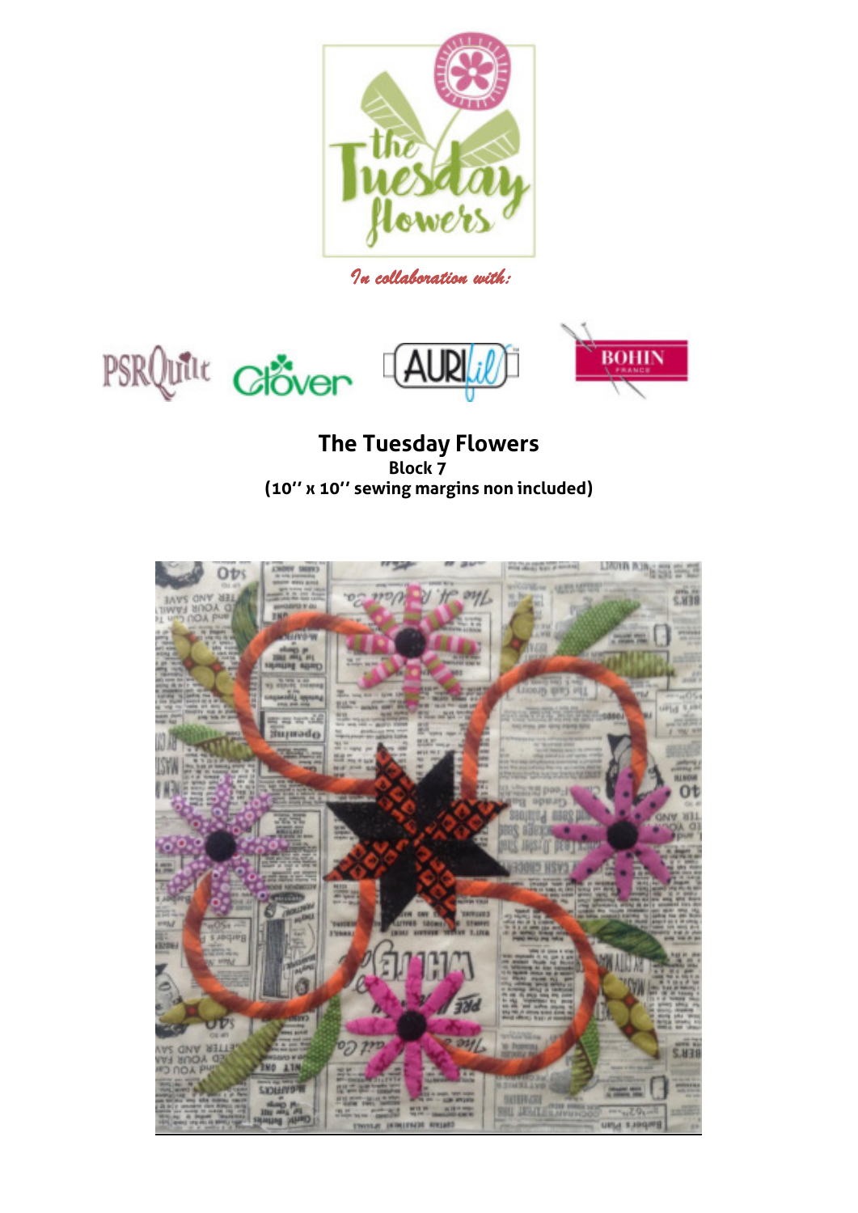*In collaboration with:*

# The Tuesday Flowers

**Block 7**

**(10'' x 10'' sewing margins non included)**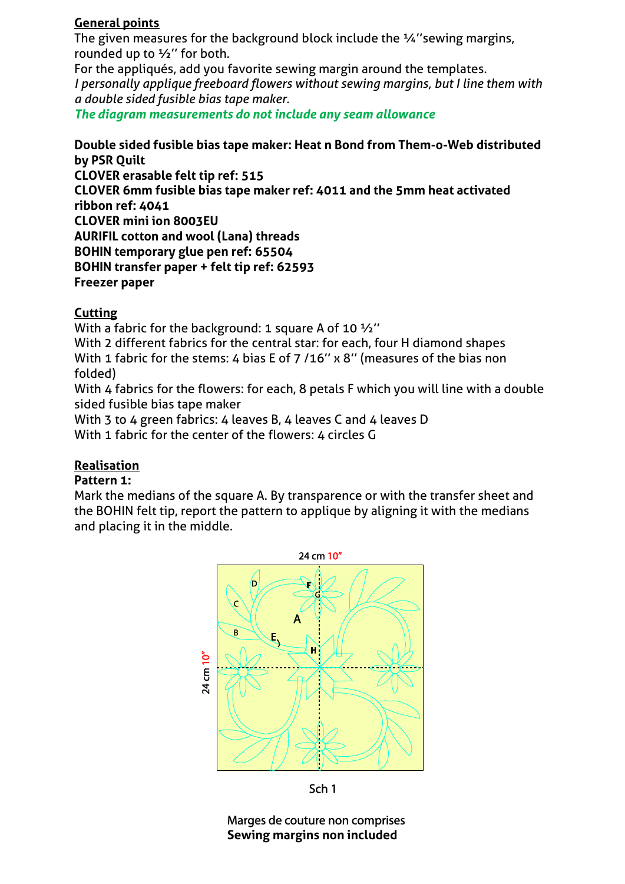## General points

The given measures for the background block include the ¼''sewing margins, rounded up to ½'' for both.

For the appliqués, add you favorite sewing margin around the templates.

*I personally applique freeboard flowers without sewing margins, but I line them with a double sided fusible bias tape maker.*

***The diagram measurements do not include any seam allowance***

**Double sided fusible bias tape maker: Heat n Bond from Them-o-Web distributed by PSR Quilt**
**CLOVER erasable felt tip ref: 515**
**CLOVER 6mm fusible bias tape maker ref: 4011 and the 5mm heat activated ribbon ref: 4041**
**CLOVER mini ion 8003EU**
**AURIFIL cotton and wool (Lana) threads**
**BOHIN temporary glue pen ref: 65504**
**BOHIN transfer paper + felt tip ref: 62593**
**Freezer paper**

## Cutting

With a fabric for the background: 1 square A of 10 ½''
With 2 different fabrics for the central star: for each, four H diamond shapes
With 1 fabric for the stems: 4 bias E of 7 /16'' x 8'' (measures of the bias non folded)
With 4 fabrics for the flowers: for each, 8 petals F which you will line with a double sided fusible bias tape maker
With 3 to 4 green fabrics: 4 leaves B, 4 leaves C and 4 leaves D
With 1 fabric for the center of the flowers: 4 circles G

## Realisation

**Pattern 1:**

Mark the medians of the square A. By transparence or with the transfer sheet and the BOHIN felt tip, report the pattern to applique by aligning it with the medians and placing it in the middle.

24 cm 10"

24 cm 10"

Sch 1

Marges de couture non comprises
**Sewing margins non included**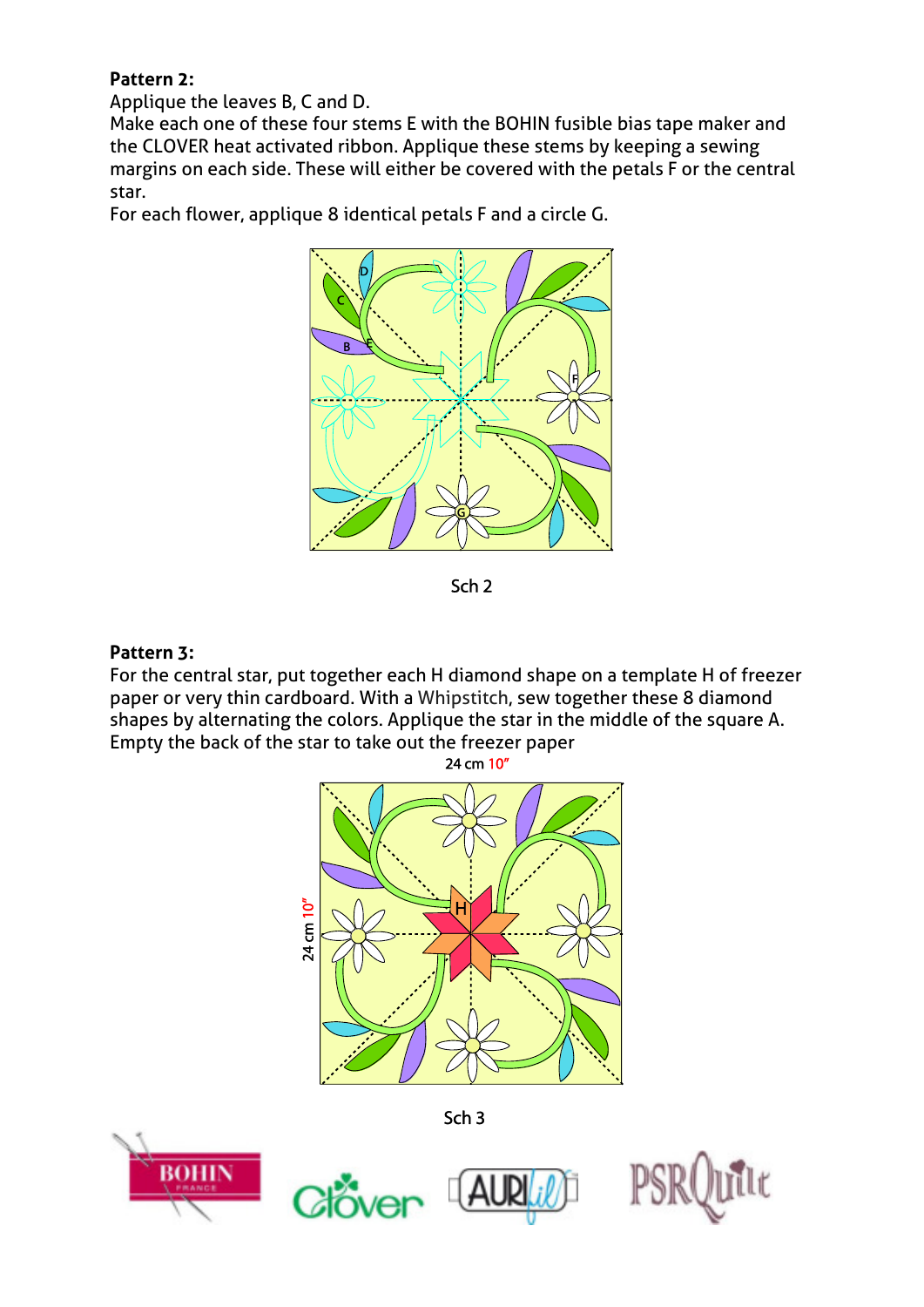**Pattern 2:**

Applique the leaves B, C and D.

Make each one of these four stems E with the BOHIN fusible bias tape maker and the CLOVER heat activated ribbon. Applique these stems by keeping a sewing margins on each side. These will either be covered with the petals F or the central star.

For each flower, applique 8 identical petals F and a circle G.

Sch 2

**Pattern 3:**

For the central star, put together each H diamond shape on a template H of freezer paper or very thin cardboard. With a Whipstitch, sew together these 8 diamond shapes by alternating the colors. Applique the star in the middle of the square A. Empty the back of the star to take out the freezer paper

24 cm 10"

24 cm 10"

Sch 3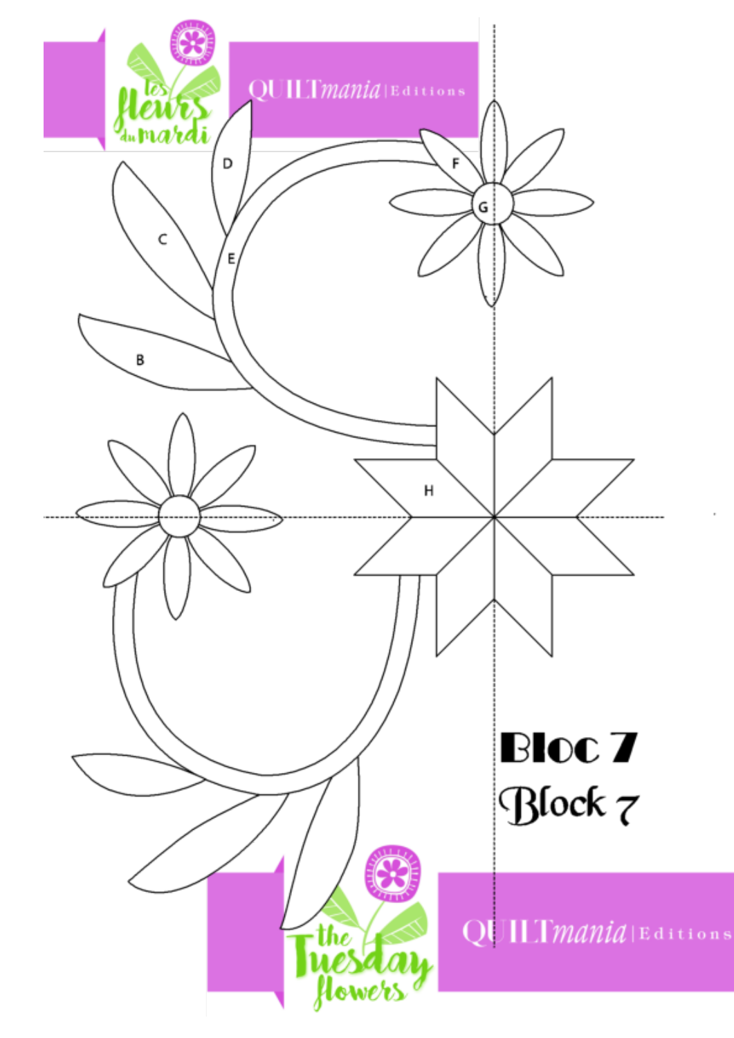# Bloc 7

# Block 7